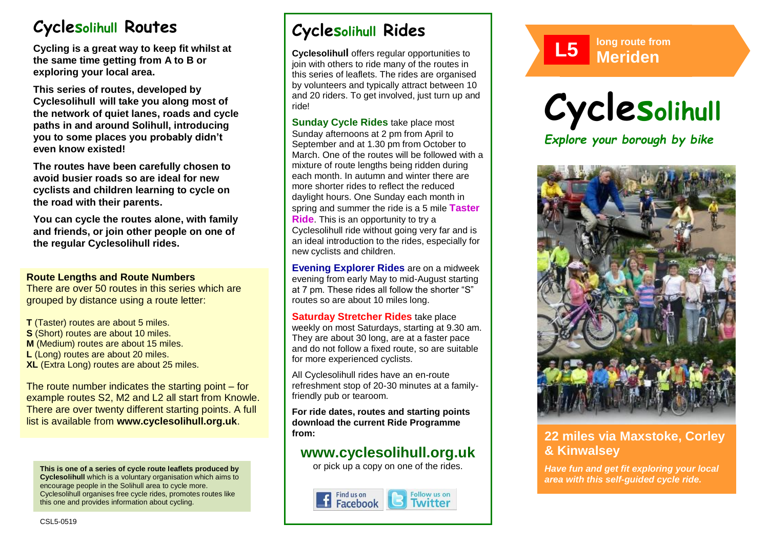# Cyclesolihull Routes

**Cycling is a great way to keep fit whilst at the same time getting from A to B or exploring your local area.**

**This series of routes, developed by Cyclesolihull will take you along most of the network of quiet lanes, roads and cycle paths in and around Solihull, introducing you to some places you probably didn't even know existed!**

**The routes have been carefully chosen to avoid busier roads so are ideal for new cyclists and children learning to cycle on the road with their parents.**

**You can cycle the routes alone, with family and friends, or join other people on one of the regular Cyclesolihull rides.**

### Route Lengths and Route Numbers

There are over 50 routes in this series which are grouped by distance using a route letter:

**T** (Taster) routes are about 5 miles.
**S** (Short) routes are about 10 miles.
**M** (Medium) routes are about 15 miles.
**L** (Long) routes are about 20 miles.
**XL** (Extra Long) routes are about 25 miles.

The route number indicates the starting point – for example routes S2, M2 and L2 all start from Knowle. There are over twenty different starting points. A full list is available from **www.cyclesolihull.org.uk**.

**This is one of a series of cycle route leaflets produced by Cyclesolihull** which is a voluntary organisation which aims to encourage people in the Solihull area to cycle more. Cyclesolihull organises free cycle rides, promotes routes like this one and provides information about cycling.

CSL5-0519

# Cyclesolihull Rides

**Cyclesolihull** offers regular opportunities to join with others to ride many of the routes in this series of leaflets. The rides are organised by volunteers and typically attract between 10 and 20 riders. To get involved, just turn up and ride!

**Sunday Cycle Rides** take place most Sunday afternoons at 2 pm from April to September and at 1.30 pm from October to March. One of the routes will be followed with a mixture of route lengths being ridden during each month. In autumn and winter there are more shorter rides to reflect the reduced daylight hours. One Sunday each month in spring and summer the ride is a 5 mile **Taster Ride**. This is an opportunity to try a Cyclesolihull ride without going very far and is an ideal introduction to the rides, especially for new cyclists and children.

**Evening Explorer Rides** are on a midweek evening from early May to mid-August starting at 7 pm. These rides all follow the shorter "S" routes so are about 10 miles long.

**Saturday Stretcher Rides** take place weekly on most Saturdays, starting at 9.30 am. They are about 30 long, are at a faster pace and do not follow a fixed route, so are suitable for more experienced cyclists.

All Cyclesolihull rides have an en-route refreshment stop of 20-30 minutes at a family-friendly pub or tearoom.

**For ride dates, routes and starting points download the current Ride Programme from:**

## www.cyclesolihull.org.uk

or pick up a copy on one of the rides.

Find us on Facebook | Follow us on Twitter

**L5** long route from **Meriden**

# Cyclesolihull

*Explore your borough by bike*

## 22 miles via Maxstoke, Corley & Kinwalsey

***Have fun and get fit exploring your local area with this self-guided cycle ride.***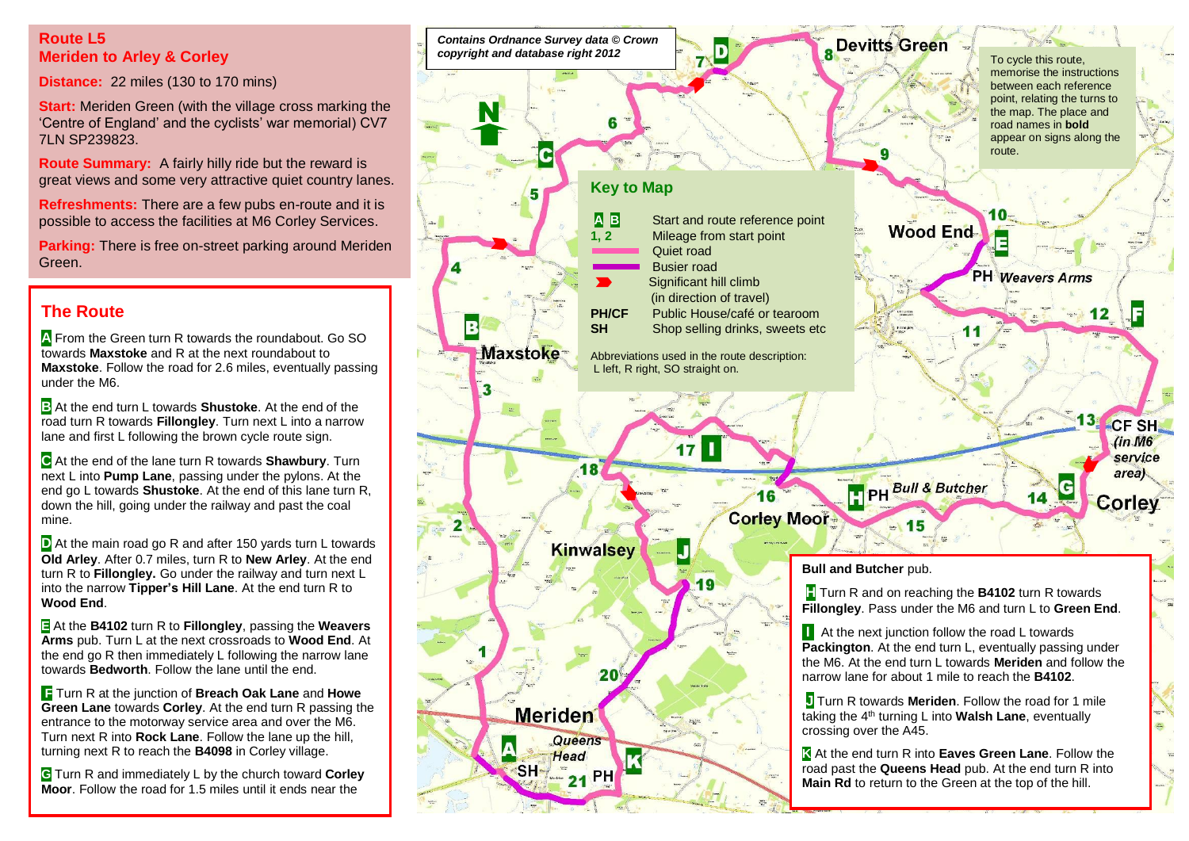## Route L5
## Meriden to Arley & Corley

**Distance:** 22 miles (130 to 170 mins)

**Start:** Meriden Green (with the village cross marking the 'Centre of England' and the cyclists' war memorial) CV7 7LN SP239823.

**Route Summary:** A fairly hilly ride but the reward is great views and some very attractive quiet country lanes.

**Refreshments:** There are a few pubs en-route and it is possible to access the facilities at M6 Corley Services.

**Parking:** There is free on-street parking around Meriden Green.

## The Route

**A** From the Green turn R towards the roundabout. Go SO towards **Maxstoke** and R at the next roundabout to **Maxstoke**. Follow the road for 2.6 miles, eventually passing under the M6.

**B** At the end turn L towards **Shustoke**. At the end of the road turn R towards **Fillongley**. Turn next L into a narrow lane and first L following the brown cycle route sign.

**C** At the end of the lane turn R towards **Shawbury**. Turn next L into **Pump Lane**, passing under the pylons. At the end go L towards **Shustoke**. At the end of this lane turn R, down the hill, going under the railway and past the coal mine.

**D** At the main road go R and after 150 yards turn L towards **Old Arley**. After 0.7 miles, turn R to **New Arley**. At the end turn R to **Fillongley.** Go under the railway and turn next L into the narrow **Tipper's Hill Lane**. At the end turn R to **Wood End**.

**E** At the **B4102** turn R to **Fillongley**, passing the **Weavers Arms** pub. Turn L at the next crossroads to **Wood End**. At the end go R then immediately L following the narrow lane towards **Bedworth**. Follow the lane until the end.

**F** Turn R at the junction of **Breach Oak Lane** and **Howe Green Lane** towards **Corley**. At the end turn R passing the entrance to the motorway service area and over the M6. Turn next R into **Rock Lane**. Follow the lane up the hill, turning next R to reach the **B4098** in Corley village.

**G** Turn R and immediately L by the church toward **Corley Moor**. Follow the road for 1.5 miles until it ends near the **Bull and Butcher** pub.

**H** Turn R and on reaching the **B4102** turn R towards **Fillongley**. Pass under the M6 and turn L to **Green End**.

**I** At the next junction follow the road L towards **Packington**. At the end turn L, eventually passing under the M6. At the end turn L towards **Meriden** and follow the narrow lane for about 1 mile to reach the **B4102**.

**J** Turn R towards **Meriden**. Follow the road for 1 mile taking the 4th turning L into **Walsh Lane**, eventually crossing over the A45.

**K** At the end turn R into **Eaves Green Lane**. Follow the road past the **Queens Head** pub. At the end turn R into **Main Rd** to return to the Green at the top of the hill.

*Contains Ordnance Survey data © Crown copyright and database right 2012*

To cycle this route, memorise the instructions between each reference point, relating the turns to the map. The place and road names in **bold** appear on signs along the route.

### Key to Map

- **A B** — Start and route reference point
- **1, 2** — Mileage from start point
- Quiet road
- Busier road
- Significant hill climb (in direction of travel)
- **PH/CF** — Public House/café or tearoom
- **SH** — Shop selling drinks, sweets etc

Abbreviations used in the route description: L left, R right, SO straight on.

N

Devitts Green
Wood End
PH *Weavers Arms*
Maxstoke
CF SH *(in M6 service area)*
Corley
PH *Bull & Butcher*
Corley Moor
Kinwalsey
Meriden
SH
*Queens Head*
PH